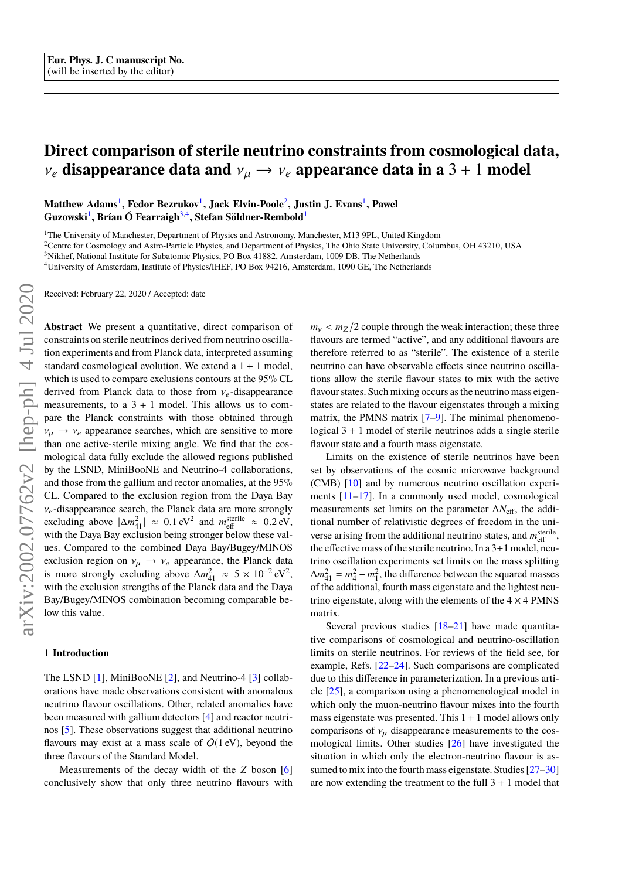Eur. Phys. J. C manuscript No.
(will be inserted by the editor)

# Direct comparison of sterile neutrino constraints from cosmological data, $\nu_e$ disappearance data and $\nu_\mu \to \nu_e$ appearance data in a $3+1$ model

**Matthew Adams**[1], **Fedor Bezrukov**[1], **Jack Elvin-Poole**[2], **Justin J. Evans**[1], **Pawel Guzowski**[1], **Bríán Ó Fearraigh**[3,4], **Stefan Söldner-Rembold**[1]

[1]The University of Manchester, Department of Physics and Astronomy, Manchester, M13 9PL, United Kingdom
[2]Centre for Cosmology and Astro-Particle Physics, and Department of Physics, The Ohio State University, Columbus, OH 43210, USA
[3]Nikhef, National Institute for Subatomic Physics, PO Box 41882, Amsterdam, 1009 DB, The Netherlands
[4]University of Amsterdam, Institute of Physics/IHEF, PO Box 94216, Amsterdam, 1090 GE, The Netherlands

Received: February 22, 2020 / Accepted: date

**Abstract** We present a quantitative, direct comparison of constraints on sterile neutrinos derived from neutrino oscillation experiments and from Planck data, interpreted assuming standard cosmological evolution. We extend a $1+1$ model, which is used to compare exclusions contours at the 95% CL derived from Planck data to those from $\nu_e$-disappearance measurements, to a $3+1$ model. This allows us to compare the Planck constraints with those obtained through $\nu_\mu \to \nu_e$ appearance searches, which are sensitive to more than one active-sterile mixing angle. We find that the cosmological data fully exclude the allowed regions published by the LSND, MiniBooNE and Neutrino-4 collaborations, and those from the gallium and rector anomalies, at the 95% CL. Compared to the exclusion region from the Daya Bay $\nu_e$-disappearance search, the Planck data are more strongly excluding above $|\Delta m^2_{41}| \approx 0.1\,\mathrm{eV}^2$ and $m_{\mathrm{eff}}^{\mathrm{sterile}} \approx 0.2\,\mathrm{eV}$, with the Daya Bay exclusion being stronger below these values. Compared to the combined Daya Bay/Bugey/MINOS exclusion region on $\nu_\mu \to \nu_e$ appearance, the Planck data is more strongly excluding above $\Delta m^2_{41} \approx 5\times 10^{-2}\,\mathrm{eV}^2$, with the exclusion strengths of the Planck data and the Daya Bay/Bugey/MINOS combination becoming comparable below this value.

## 1 Introduction

The LSND [1], MiniBooNE [2], and Neutrino-4 [3] collaborations have made observations consistent with anomalous neutrino flavour oscillations. Other, related anomalies have been measured with gallium detectors [4] and reactor neutrinos [5]. These observations suggest that additional neutrino flavours may exist at a mass scale of $O(1\,\mathrm{eV})$, beyond the three flavours of the Standard Model.

Measurements of the decay width of the $Z$ boson [6] conclusively show that only three neutrino flavours with $m_\nu < m_Z/2$ couple through the weak interaction; these three flavours are termed "active", and any additional flavours are therefore referred to as "sterile". The existence of a sterile neutrino can have observable effects since neutrino oscillations allow the sterile flavour states to mix with the active flavour states. Such mixing occurs as the neutrino mass eigenstates are related to the flavour eigenstates through a mixing matrix, the PMNS matrix [7–9]. The minimal phenomenological $3+1$ model of sterile neutrinos adds a single sterile flavour state and a fourth mass eigenstate.

Limits on the existence of sterile neutrinos have been set by observations of the cosmic microwave background (CMB) [10] and by numerous neutrino oscillation experiments [11–17]. In a commonly used model, cosmological measurements set limits on the parameter $\Delta N_{\mathrm{eff}}$, the additional number of relativistic degrees of freedom in the universe arising from the additional neutrino states, and $m_{\mathrm{eff}}^{\mathrm{sterile}}$, the effective mass of the sterile neutrino. In a 3+1 model, neutrino oscillation experiments set limits on the mass splitting $\Delta m^2_{41} = m_4^2 - m_1^2$, the difference between the squared masses of the additional, fourth mass eigenstate and the lightest neutrino eigenstate, along with the elements of the $4\times 4$ PMNS matrix.

Several previous studies [18–21] have made quantitative comparisons of cosmological and neutrino-oscillation limits on sterile neutrinos. For reviews of the field see, for example, Refs. [22–24]. Such comparisons are complicated due to this difference in parameterization. In a previous article [25], a comparison using a phenomenological model in which only the muon-neutrino flavour mixes into the fourth mass eigenstate was presented. This $1+1$ model allows only comparisons of $\nu_\mu$ disappearance measurements to the cosmological limits. Other studies [26] have investigated the situation in which only the electron-neutrino flavour is assumed to mix into the fourth mass eigenstate. Studies [27–30] are now extending the treatment to the full $3+1$ model that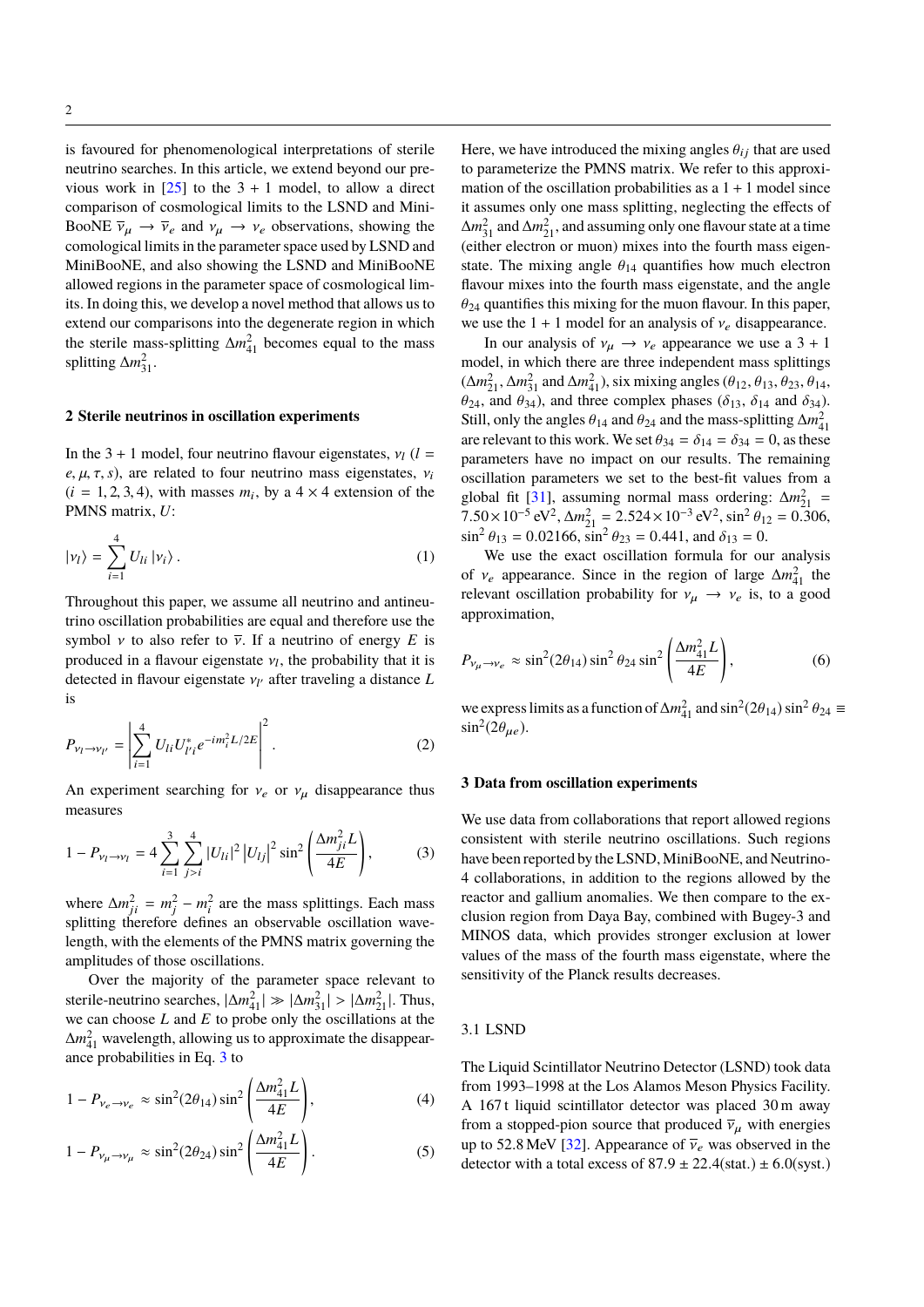is favoured for phenomenological interpretations of sterile neutrino searches. In this article, we extend beyond our previous work in [25] to the 3 + 1 model, to allow a direct comparison of cosmological limits to the LSND and MiniBooNE $\bar{\nu}_\mu \to \bar{\nu}_e$ and $\nu_\mu \to \nu_e$ observations, showing the comological limits in the parameter space used by LSND and MiniBooNE, and also showing the LSND and MiniBooNE allowed regions in the parameter space of cosmological limits. In doing this, we develop a novel method that allows us to extend our comparisons into the degenerate region in which the sterile mass-splitting $\Delta m^2_{41}$ becomes equal to the mass splitting $\Delta m^2_{31}$.

## 2 Sterile neutrinos in oscillation experiments

In the 3 + 1 model, four neutrino flavour eigenstates, $\nu_l$ ($l = e, \mu, \tau, s$), are related to four neutrino mass eigenstates, $\nu_i$ ($i = 1, 2, 3, 4$), with masses $m_i$, by a $4 \times 4$ extension of the PMNS matrix, $U$:

$$|\nu_l\rangle = \sum_{i=1}^{4} U_{li} |\nu_i\rangle . \tag{1}$$

Throughout this paper, we assume all neutrino and antineutrino oscillation probabilities are equal and therefore use the symbol $\nu$ to also refer to $\bar{\nu}$. If a neutrino of energy $E$ is produced in a flavour eigenstate $\nu_l$, the probability that it is detected in flavour eigenstate $\nu_{l'}$ after traveling a distance $L$ is

$$P_{\nu_l \to \nu_{l'}} = \left| \sum_{i=1}^{4} U_{li} U^*_{l'i} e^{-i m_i^2 L/2E} \right|^2 . \tag{2}$$

An experiment searching for $\nu_e$ or $\nu_\mu$ disappearance thus measures

$$1 - P_{\nu_l \to \nu_l} = 4 \sum_{i=1}^{3} \sum_{j>i}^{4} |U_{li}|^2 |U_{lj}|^2 \sin^2\left(\frac{\Delta m^2_{ji} L}{4E}\right), \tag{3}$$

where $\Delta m^2_{ji} = m^2_j - m^2_i$ are the mass splittings. Each mass splitting therefore defines an observable oscillation wavelength, with the elements of the PMNS matrix governing the amplitudes of those oscillations.

Over the majority of the parameter space relevant to sterile-neutrino searches, $|\Delta m^2_{41}| \gg |\Delta m^2_{31}| > |\Delta m^2_{21}|$. Thus, we can choose $L$ and $E$ to probe only the oscillations at the $\Delta m^2_{41}$ wavelength, allowing us to approximate the disappearance probabilities in Eq. 3 to

$$1 - P_{\nu_e \to \nu_e} \approx \sin^2(2\theta_{14}) \sin^2\left(\frac{\Delta m^2_{41} L}{4E}\right), \tag{4}$$

$$1 - P_{\nu_\mu \to \nu_\mu} \approx \sin^2(2\theta_{24}) \sin^2\left(\frac{\Delta m^2_{41} L}{4E}\right). \tag{5}$$

Here, we have introduced the mixing angles $\theta_{ij}$ that are used to parameterize the PMNS matrix. We refer to this approximation of the oscillation probabilities as a 1 + 1 model since it assumes only one mass splitting, neglecting the effects of $\Delta m^2_{31}$ and $\Delta m^2_{21}$, and assuming only one flavour state at a time (either electron or muon) mixes into the fourth mass eigenstate. The mixing angle $\theta_{14}$ quantifies how much electron flavour mixes into the fourth mass eigenstate, and the angle $\theta_{24}$ quantifies this mixing for the muon flavour. In this paper, we use the 1 + 1 model for an analysis of $\nu_e$ disappearance.

In our analysis of $\nu_\mu \to \nu_e$ appearance we use a 3 + 1 model, in which there are three independent mass splittings ($\Delta m^2_{21}$, $\Delta m^2_{31}$ and $\Delta m^2_{41}$), six mixing angles ($\theta_{12}$, $\theta_{13}$, $\theta_{23}$, $\theta_{14}$, $\theta_{24}$, and $\theta_{34}$), and three complex phases ($\delta_{13}$, $\delta_{14}$ and $\delta_{34}$). Still, only the angles $\theta_{14}$ and $\theta_{24}$ and the mass-splitting $\Delta m^2_{41}$ are relevant to this work. We set $\theta_{34} = \delta_{14} = \delta_{34} = 0$, as these parameters have no impact on our results. The remaining oscillation parameters we set to the best-fit values from a global fit [31], assuming normal mass ordering: $\Delta m^2_{21} = 7.50 \times 10^{-5}\,\text{eV}^2$, $\Delta m^2_{31} = 2.524 \times 10^{-3}\,\text{eV}^2$, $\sin^2\theta_{12} = 0.306$, $\sin^2\theta_{13} = 0.02166$, $\sin^2\theta_{23} = 0.441$, and $\delta_{13} = 0$.

We use the exact oscillation formula for our analysis of $\nu_e$ appearance. Since in the region of large $\Delta m^2_{41}$ the relevant oscillation probability for $\nu_\mu \to \nu_e$ is, to a good approximation,

$$P_{\nu_\mu \to \nu_e} \approx \sin^2(2\theta_{14}) \sin^2\theta_{24} \sin^2\left(\frac{\Delta m^2_{41} L}{4E}\right), \tag{6}$$

we express limits as a function of $\Delta m^2_{41}$ and $\sin^2(2\theta_{14})\sin^2\theta_{24} \equiv \sin^2(2\theta_{\mu e})$.

## 3 Data from oscillation experiments

We use data from collaborations that report allowed regions consistent with sterile neutrino oscillations. Such regions have been reported by the LSND, MiniBooNE, and Neutrino-4 collaborations, in addition to the regions allowed by the reactor and gallium anomalies. We then compare to the exclusion region from Daya Bay, combined with Bugey-3 and MINOS data, which provides stronger exclusion at lower values of the mass of the fourth mass eigenstate, where the sensitivity of the Planck results decreases.

### 3.1 LSND

The Liquid Scintillator Neutrino Detector (LSND) took data from 1993–1998 at the Los Alamos Meson Physics Facility. A 167 t liquid scintillator detector was placed 30 m away from a stopped-pion source that produced $\bar{\nu}_\mu$ with energies up to 52.8 MeV [32]. Appearance of $\bar{\nu}_e$ was observed in the detector with a total excess of $87.9 \pm 22.4(\text{stat.}) \pm 6.0(\text{syst.})$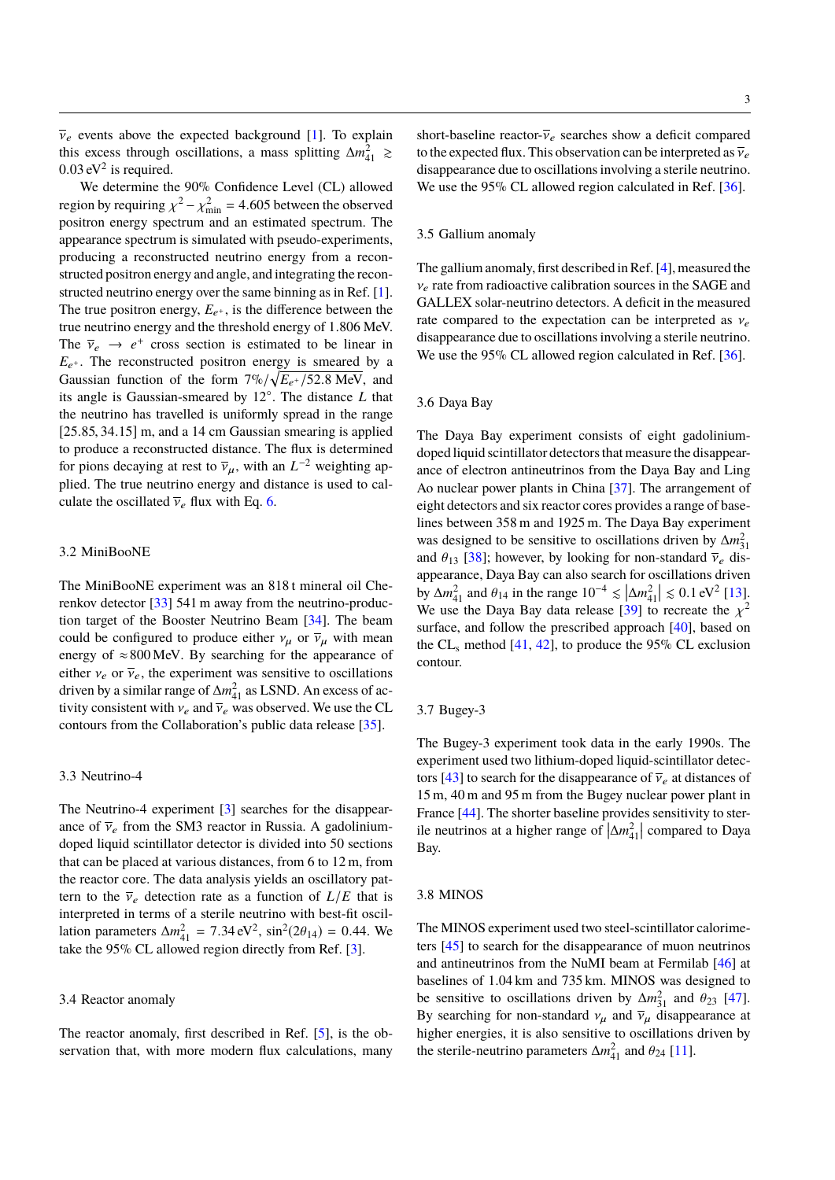$\overline{\nu}_e$ events above the expected background [1]. To explain this excess through oscillations, a mass splitting $\Delta m^2_{41} \gtrsim 0.03\,\text{eV}^2$ is required.

We determine the 90% Confidence Level (CL) allowed region by requiring $\chi^2 - \chi^2_{\text{min}} = 4.605$ between the observed positron energy spectrum and an estimated spectrum. The appearance spectrum is simulated with pseudo-experiments, producing a reconstructed neutrino energy from a reconstructed positron energy and angle, and integrating the reconstructed neutrino energy over the same binning as in Ref. [1]. The true positron energy, $E_{e^+}$, is the difference between the true neutrino energy and the threshold energy of 1.806 MeV. The $\overline{\nu}_e \rightarrow e^+$ cross section is estimated to be linear in $E_{e^+}$. The reconstructed positron energy is smeared by a Gaussian function of the form $7\%/\sqrt{E_{e^+}/52.8\,\text{MeV}}$, and its angle is Gaussian-smeared by $12^\circ$. The distance $L$ that the neutrino has travelled is uniformly spread in the range [25.85, 34.15] m, and a 14 cm Gaussian smearing is applied to produce a reconstructed distance. The flux is determined for pions decaying at rest to $\overline{\nu}_\mu$, with an $L^{-2}$ weighting applied. The true neutrino energy and distance is used to calculate the oscillated $\overline{\nu}_e$ flux with Eq. 6.

## 3.2 MiniBooNE

The MiniBooNE experiment was an 818 t mineral oil Cherenkov detector [33] 541 m away from the neutrino-production target of the Booster Neutrino Beam [34]. The beam could be configured to produce either $\nu_\mu$ or $\overline{\nu}_\mu$ with mean energy of $\approx 800$ MeV. By searching for the appearance of either $\nu_e$ or $\overline{\nu}_e$, the experiment was sensitive to oscillations driven by a similar range of $\Delta m^2_{41}$ as LSND. An excess of activity consistent with $\nu_e$ and $\overline{\nu}_e$ was observed. We use the CL contours from the Collaboration's public data release [35].

## 3.3 Neutrino-4

The Neutrino-4 experiment [3] searches for the disappearance of $\overline{\nu}_e$ from the SM3 reactor in Russia. A gadolinium-doped liquid scintillator detector is divided into 50 sections that can be placed at various distances, from 6 to 12 m, from the reactor core. The data analysis yields an oscillatory pattern to the $\overline{\nu}_e$ detection rate as a function of $L/E$ that is interpreted in terms of a sterile neutrino with best-fit oscillation parameters $\Delta m^2_{41} = 7.34\,\text{eV}^2$, $\sin^2(2\theta_{14}) = 0.44$. We take the 95% CL allowed region directly from Ref. [3].

## 3.4 Reactor anomaly

The reactor anomaly, first described in Ref. [5], is the observation that, with more modern flux calculations, many short-baseline reactor-$\overline{\nu}_e$ searches show a deficit compared to the expected flux. This observation can be interpreted as $\overline{\nu}_e$ disappearance due to oscillations involving a sterile neutrino. We use the 95% CL allowed region calculated in Ref. [36].

## 3.5 Gallium anomaly

The gallium anomaly, first described in Ref. [4], measured the $\nu_e$ rate from radioactive calibration sources in the SAGE and GALLEX solar-neutrino detectors. A deficit in the measured rate compared to the expectation can be interpreted as $\nu_e$ disappearance due to oscillations involving a sterile neutrino. We use the 95% CL allowed region calculated in Ref. [36].

## 3.6 Daya Bay

The Daya Bay experiment consists of eight gadolinium-doped liquid scintillator detectors that measure the disappearance of electron antineutrinos from the Daya Bay and Ling Ao nuclear power plants in China [37]. The arrangement of eight detectors and six reactor cores provides a range of baselines between 358 m and 1925 m. The Daya Bay experiment was designed to be sensitive to oscillations driven by $\Delta m^2_{31}$ and $\theta_{13}$ [38]; however, by looking for non-standard $\overline{\nu}_e$ disappearance, Daya Bay can also search for oscillations driven by $\Delta m^2_{41}$ and $\theta_{14}$ in the range $10^{-4} \lesssim |\Delta m^2_{41}| \lesssim 0.1\,\text{eV}^2$ [13]. We use the Daya Bay data release [39] to recreate the $\chi^2$ surface, and follow the prescribed approach [40], based on the CL$_\text{s}$ method [41, 42], to produce the 95% CL exclusion contour.

## 3.7 Bugey-3

The Bugey-3 experiment took data in the early 1990s. The experiment used two lithium-doped liquid-scintillator detectors [43] to search for the disappearance of $\overline{\nu}_e$ at distances of 15 m, 40 m and 95 m from the Bugey nuclear power plant in France [44]. The shorter baseline provides sensitivity to sterile neutrinos at a higher range of $|\Delta m^2_{41}|$ compared to Daya Bay.

## 3.8 MINOS

The MINOS experiment used two steel-scintillator calorimeters [45] to search for the disappearance of muon neutrinos and antineutrinos from the NuMI beam at Fermilab [46] at baselines of 1.04 km and 735 km. MINOS was designed to be sensitive to oscillations driven by $\Delta m^2_{31}$ and $\theta_{23}$ [47]. By searching for non-standard $\nu_\mu$ and $\overline{\nu}_\mu$ disappearance at higher energies, it is also sensitive to oscillations driven by the sterile-neutrino parameters $\Delta m^2_{41}$ and $\theta_{24}$ [11].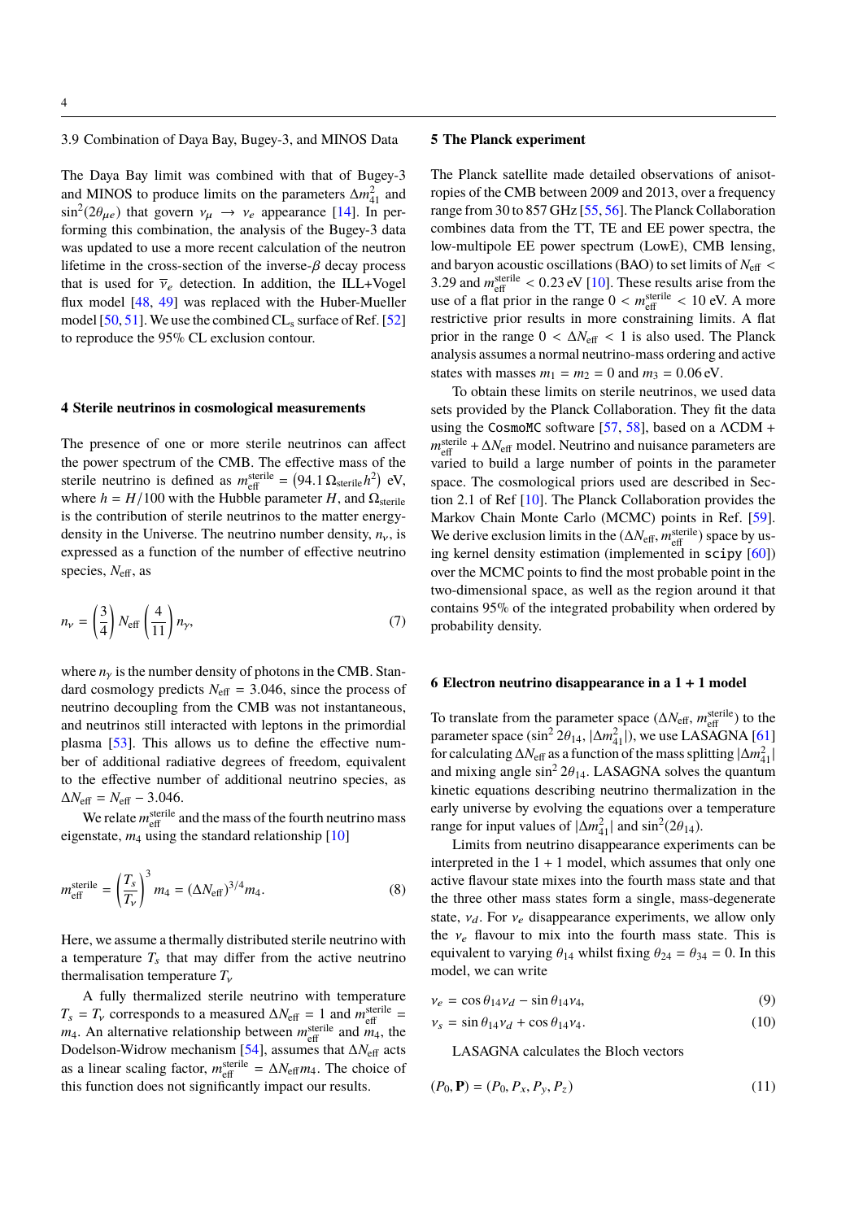### 3.9 Combination of Daya Bay, Bugey-3, and MINOS Data

The Daya Bay limit was combined with that of Bugey-3 and MINOS to produce limits on the parameters $\Delta m^2_{41}$ and $\sin^2(2\theta_{\mu e})$ that govern $\nu_\mu \to \nu_e$ appearance [14]. In performing this combination, the analysis of the Bugey-3 data was updated to use a more recent calculation of the neutron lifetime in the cross-section of the inverse-$\beta$ decay process that is used for $\overline{\nu}_e$ detection. In addition, the ILL+Vogel flux model [48, 49] was replaced with the Huber-Mueller model [50, 51]. We use the combined $\mathrm{CL_s}$ surface of Ref. [52] to reproduce the 95% CL exclusion contour.

## 4 Sterile neutrinos in cosmological measurements

The presence of one or more sterile neutrinos can affect the power spectrum of the CMB. The effective mass of the sterile neutrino is defined as $m^{\mathrm{sterile}}_{\mathrm{eff}} = \left(94.1\,\Omega_{\mathrm{sterile}} h^2\right)$ eV, where $h = H/100$ with the Hubble parameter $H$, and $\Omega_{\mathrm{sterile}}$ is the contribution of sterile neutrinos to the matter energy-density in the Universe. The neutrino number density, $n_\nu$, is expressed as a function of the number of effective neutrino species, $N_{\mathrm{eff}}$, as

$$n_\nu = \left(\frac{3}{4}\right) N_{\mathrm{eff}} \left(\frac{4}{11}\right) n_\gamma, \tag{7}$$

where $n_\gamma$ is the number density of photons in the CMB. Standard cosmology predicts $N_{\mathrm{eff}} = 3.046$, since the process of neutrino decoupling from the CMB was not instantaneous, and neutrinos still interacted with leptons in the primordial plasma [53]. This allows us to define the effective number of additional radiative degrees of freedom, equivalent to the effective number of additional neutrino species, as $\Delta N_{\mathrm{eff}} = N_{\mathrm{eff}} - 3.046$.

We relate $m^{\mathrm{sterile}}_{\mathrm{eff}}$ and the mass of the fourth neutrino mass eigenstate, $m_4$ using the standard relationship [10]

$$m^{\mathrm{sterile}}_{\mathrm{eff}} = \left(\frac{T_s}{T_\nu}\right)^3 m_4 = (\Delta N_{\mathrm{eff}})^{3/4} m_4. \tag{8}$$

Here, we assume a thermally distributed sterile neutrino with a temperature $T_s$ that may differ from the active neutrino thermalisation temperature $T_\nu$

A fully thermalized sterile neutrino with temperature $T_s = T_\nu$ corresponds to a measured $\Delta N_{\mathrm{eff}} = 1$ and $m^{\mathrm{sterile}}_{\mathrm{eff}} = m_4$. An alternative relationship between $m^{\mathrm{sterile}}_{\mathrm{eff}}$ and $m_4$, the Dodelson-Widrow mechanism [54], assumes that $\Delta N_{\mathrm{eff}}$ acts as a linear scaling factor, $m^{\mathrm{sterile}}_{\mathrm{eff}} = \Delta N_{\mathrm{eff}} m_4$. The choice of this function does not significantly impact our results.

## 5 The Planck experiment

The Planck satellite made detailed observations of anisotropies of the CMB between 2009 and 2013, over a frequency range from 30 to 857 GHz [55, 56]. The Planck Collaboration combines data from the TT, TE and EE power spectra, the low-multipole EE power spectrum (LowE), CMB lensing, and baryon acoustic oscillations (BAO) to set limits of $N_{\mathrm{eff}} < 3.29$ and $m^{\mathrm{sterile}}_{\mathrm{eff}} < 0.23$ eV [10]. These results arise from the use of a flat prior in the range $0 < m^{\mathrm{sterile}}_{\mathrm{eff}} < 10$ eV. A more restrictive prior results in more constraining limits. A flat prior in the range $0 < \Delta N_{\mathrm{eff}} < 1$ is also used. The Planck analysis assumes a normal neutrino-mass ordering and active states with masses $m_1 = m_2 = 0$ and $m_3 = 0.06$ eV.

To obtain these limits on sterile neutrinos, we used data sets provided by the Planck Collaboration. They fit the data using the `CosmoMC` software [57, 58], based on a $\Lambda$CDM + $m^{\mathrm{sterile}}_{\mathrm{eff}} + \Delta N_{\mathrm{eff}}$ model. Neutrino and nuisance parameters are varied to build a large number of points in the parameter space. The cosmological priors used are described in Section 2.1 of Ref [10]. The Planck Collaboration provides the Markov Chain Monte Carlo (MCMC) points in Ref. [59]. We derive exclusion limits in the $(\Delta N_{\mathrm{eff}}, m^{\mathrm{sterile}}_{\mathrm{eff}})$ space by using kernel density estimation (implemented in `scipy` [60]) over the MCMC points to find the most probable point in the two-dimensional space, as well as the region around it that contains 95% of the integrated probability when ordered by probability density.

## 6 Electron neutrino disappearance in a 1 + 1 model

To translate from the parameter space $(\Delta N_{\mathrm{eff}}, m^{\mathrm{sterile}}_{\mathrm{eff}})$ to the parameter space $(\sin^2 2\theta_{14}, |\Delta m^2_{41}|)$, we use LASAGNA [61] for calculating $\Delta N_{\mathrm{eff}}$ as a function of the mass splitting $|\Delta m^2_{41}|$ and mixing angle $\sin^2 2\theta_{14}$. LASAGNA solves the quantum kinetic equations describing neutrino thermalization in the early universe by evolving the equations over a temperature range for input values of $|\Delta m^2_{41}|$ and $\sin^2(2\theta_{14})$.

Limits from neutrino disappearance experiments can be interpreted in the 1 + 1 model, which assumes that only one active flavour state mixes into the fourth mass state and that the three other mass states form a single, mass-degenerate state, $\nu_d$. For $\nu_e$ disappearance experiments, we allow only the $\nu_e$ flavour to mix into the fourth mass state. This is equivalent to varying $\theta_{14}$ whilst fixing $\theta_{24} = \theta_{34} = 0$. In this model, we can write

$$\nu_e = \cos\theta_{14}\nu_d - \sin\theta_{14}\nu_4, \tag{9}$$

$$\nu_s = \sin\theta_{14}\nu_d + \cos\theta_{14}\nu_4. \tag{10}$$

LASAGNA calculates the Bloch vectors

$$(P_0, \mathbf{P}) = (P_0, P_x, P_y, P_z) \tag{11}$$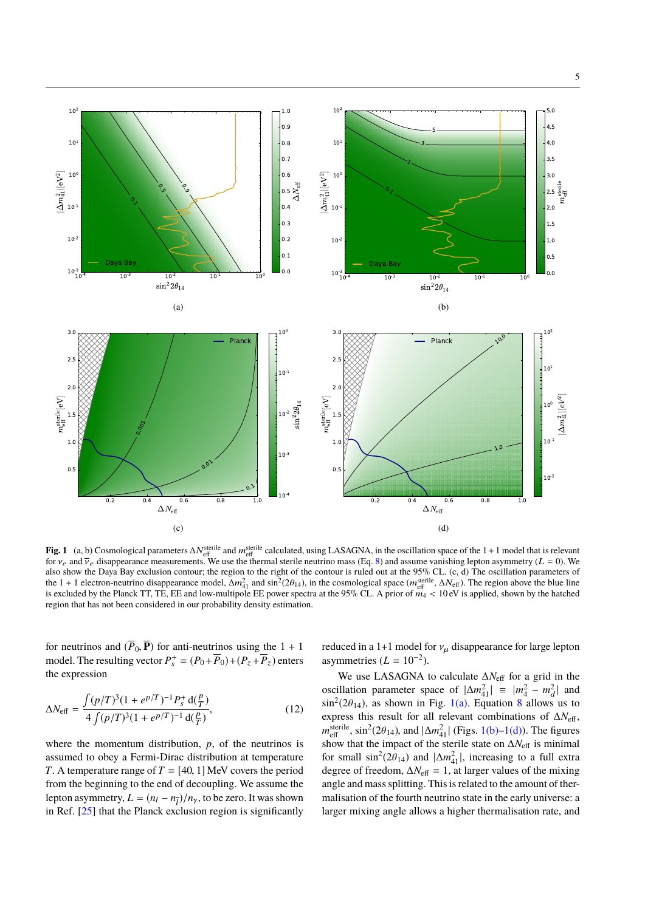**Fig. 1** (a, b) Cosmological parameters $\Delta N_{\rm eff}^{\rm sterile}$ and $m_{\rm eff}^{\rm sterile}$ calculated, using LASAGNA, in the oscillation space of the 1 + 1 model that is relevant for $\nu_e$ and $\overline{\nu}_e$ disappearance measurements. We use the thermal sterile neutrino mass (Eq. 8) and assume vanishing lepton asymmetry ($L = 0$). We also show the Daya Bay exclusion contour; the region to the right of the contour is ruled out at the 95% CL. (c, d) The oscillation parameters of the 1 + 1 electron-neutrino disappearance model, $\Delta m^2_{41}$ and $\sin^2(2\theta_{14})$, in the cosmological space ($m_{\rm eff}^{\rm sterile}$, $\Delta N_{\rm eff}$). The region above the blue line is excluded by the Planck TT, TE, EE and low-multipole EE power spectra at the 95% CL. A prior of $m_4 < 10$ eV is applied, shown by the hatched region that has not been considered in our probability density estimation.

for neutrinos and $(\overline{P}_0, \overline{\mathbf{P}})$ for anti-neutrinos using the 1 + 1 model. The resulting vector $P_s^+ = (P_0 + \overline{P}_0) + (P_z + \overline{P}_z)$ enters the expression

$$\Delta N_{\rm eff} = \frac{\int (p/T)^3 (1 + e^{p/T})^{-1} P_s^+ \, {\rm d}(\frac{p}{T})}{4 \int (p/T)^3 (1 + e^{p/T})^{-1} \, {\rm d}(\frac{p}{T})}, \qquad (12)$$

where the momentum distribution, $p$, of the neutrinos is assumed to obey a Fermi-Dirac distribution at temperature $T$. A temperature range of $T = [40, 1]$ MeV covers the period from the beginning to the end of decoupling. We assume the lepton asymmetry, $L = (n_l - n_{\overline{l}})/n_\gamma$, to be zero. It was shown in Ref. [25] that the Planck exclusion region is significantly reduced in a 1+1 model for $\nu_\mu$ disappearance for large lepton asymmetries ($L = 10^{-2}$).

We use LASAGNA to calculate $\Delta N_{\rm eff}$ for a grid in the oscillation parameter space of $|\Delta m^2_{41}| \equiv |m_4^2 - m_l^2|$ and $\sin^2(2\theta_{14})$, as shown in Fig. 1(a). Equation 8 allows us to express this result for all relevant combinations of $\Delta N_{\rm eff}$, $m_{\rm eff}^{\rm sterile}$, $\sin^2(2\theta_{14})$, and $|\Delta m^2_{41}|$ (Figs. 1(b)–1(d)). The figures show that the impact of the sterile state on $\Delta N_{\rm eff}$ is minimal for small $\sin^2(2\theta_{14})$ and $|\Delta m^2_{41}|$, increasing to a full extra degree of freedom, $\Delta N_{\rm eff} = 1$, at larger values of the mixing angle and mass splitting. This is related to the amount of thermalisation of the fourth neutrino state in the early universe: a larger mixing angle allows a higher thermalisation rate, and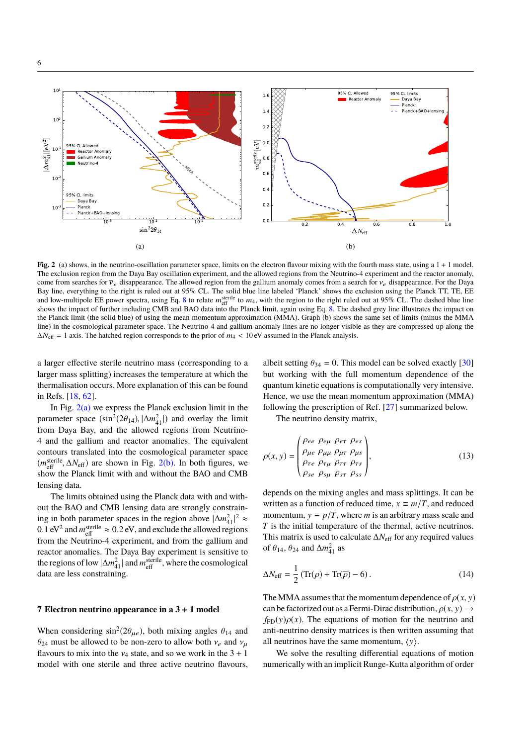**Fig. 2** (a) shows, in the neutrino-oscillation parameter space, limits on the electron flavour mixing with the fourth mass state, using a 1 + 1 model. The exclusion region from the Daya Bay oscillation experiment, and the allowed regions from the Neutrino-4 experiment and the reactor anomaly, come from searches for $\overline{\nu}_e$ disappearance. The allowed region from the gallium anomaly comes from a search for $\nu_e$ disappearance. For the Daya Bay line, everything to the right is ruled out at 95% CL. The solid blue line labeled 'Planck' shows the exclusion using the Planck TT, TE, EE and low-multipole EE power spectra, using Eq. 8 to relate $m_{\rm eff}^{\rm sterile}$ to $m_4$, with the region to the right ruled out at 95% CL. The dashed blue line shows the impact of further including CMB and BAO data into the Planck limit, again using Eq. 8. The dashed grey line illustrates the impact on the Planck limit (the solid blue) of using the mean momentum approximation (MMA). Graph (b) shows the same set of limits (minus the MMA line) in the cosmological parameter space. The Neutrino-4 and gallium-anomaly lines are no longer visible as they are compressed up along the $\Delta N_{\rm eff} = 1$ axis. The hatched region corresponds to the prior of $m_4 < 10\,$eV assumed in the Planck analysis.

a larger effective sterile neutrino mass (corresponding to a larger mass splitting) increases the temperature at which the thermalisation occurs. More explanation of this can be found in Refs. [18, 62].

In Fig. 2(a) we express the Planck exclusion limit in the parameter space $(\sin^2(2\theta_{14}), |\Delta m^2_{41}|)$ and overlay the limit from Daya Bay, and the allowed regions from Neutrino-4 and the gallium and reactor anomalies. The equivalent contours translated into the cosmological parameter space $(m_{\rm eff}^{\rm sterile}, \Delta N_{\rm eff})$ are shown in Fig. 2(b). In both figures, we show the Planck limit with and without the BAO and CMB lensing data.

The limits obtained using the Planck data with and without the BAO and CMB lensing data are strongly constraining in both parameter spaces in the region above $|\Delta m^2_{41}|^2 \approx 0.1\,{\rm eV}^2$ and $m_{\rm eff}^{\rm sterile} \approx 0.2\,$eV, and exclude the allowed regions from the Neutrino-4 experiment, and from the gallium and reactor anomalies. The Daya Bay experiment is sensitive to the regions of low $|\Delta m^2_{41}|$ and $m_{\rm eff}^{\rm sterile}$, where the cosmological data are less constraining.

## 7 Electron neutrino appearance in a 3 + 1 model

When considering $\sin^2(2\theta_{\mu e})$, both mixing angles $\theta_{14}$ and $\theta_{24}$ must be allowed to be non-zero to allow both $\nu_e$ and $\nu_\mu$ flavours to mix into the $\nu_4$ state, and so we work in the 3 + 1 model with one sterile and three active neutrino flavours, albeit setting $\theta_{34} = 0$. This model can be solved exactly [30] but working with the full momentum dependence of the quantum kinetic equations is computationally very intensive. Hence, we use the mean momentum approximation (MMA) following the prescription of Ref. [27] summarized below.

The neutrino density matrix,

$$\rho(x,y) = \begin{pmatrix} \rho_{ee} & \rho_{e\mu} & \rho_{e\tau} & \rho_{es} \\ \rho_{\mu e} & \rho_{\mu\mu} & \rho_{\mu\tau} & \rho_{\mu s} \\ \rho_{\tau e} & \rho_{\tau\mu} & \rho_{\tau\tau} & \rho_{\tau s} \\ \rho_{se} & \rho_{s\mu} & \rho_{s\tau} & \rho_{ss} \end{pmatrix}, \tag{13}$$

depends on the mixing angles and mass splittings. It can be written as a function of reduced time, $x \equiv m/T$, and reduced momentum, $y \equiv p/T$, where $m$ is an arbitrary mass scale and $T$ is the initial temperature of the thermal, active neutrinos. This matrix is used to calculate $\Delta N_{\rm eff}$ for any required values of $\theta_{14}$, $\theta_{24}$ and $\Delta m^2_{41}$ as

$$\Delta N_{\rm eff} = \frac{1}{2}\left(\mathrm{Tr}(\rho) + \mathrm{Tr}(\overline{\rho}) - 6\right). \tag{14}$$

The MMA assumes that the momentum dependence of $\rho(x,y)$ can be factorized out as a Fermi-Dirac distribution, $\rho(x,y) \to f_{\rm FD}(y)\rho(x)$. The equations of motion for the neutrino and anti-neutrino density matrices is then written assuming that all neutrinos have the same momentum, $\langle y \rangle$.

We solve the resulting differential equations of motion numerically with an implicit Runge-Kutta algorithm of order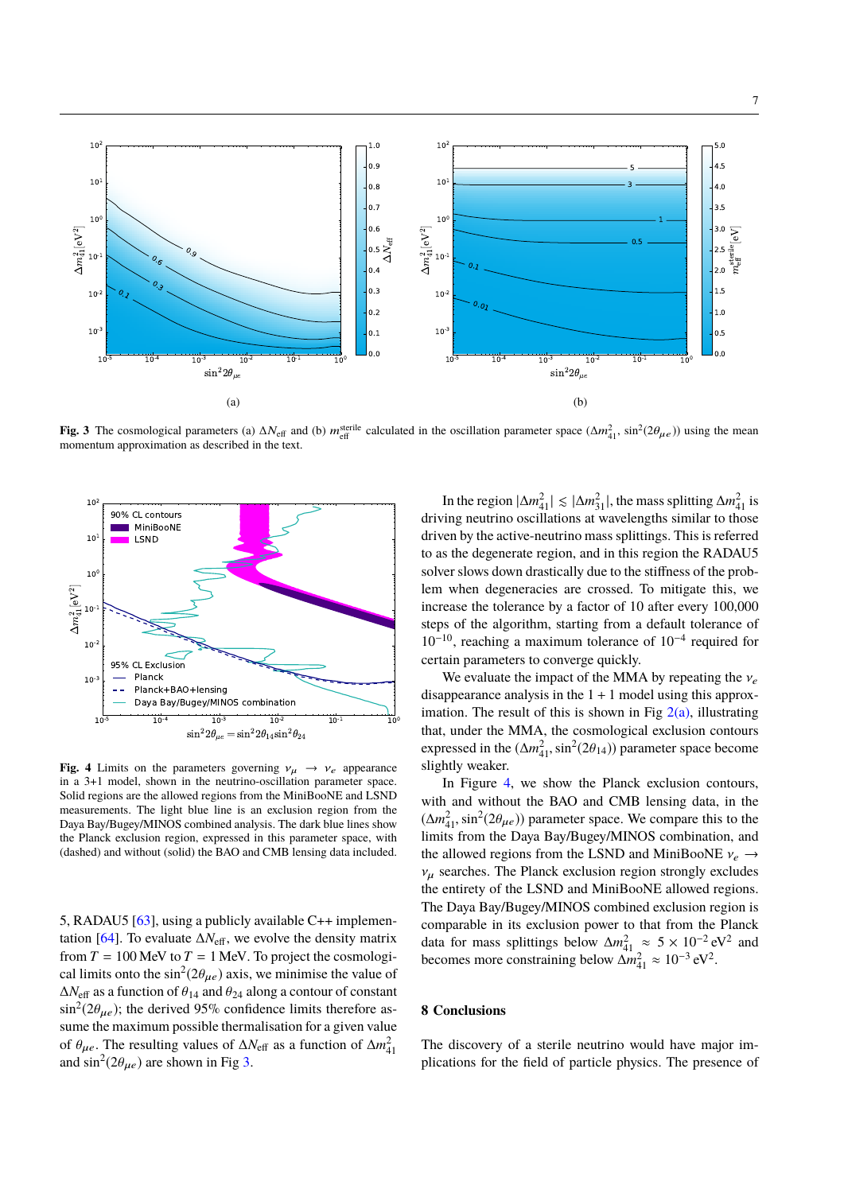Fig. 3 The cosmological parameters (a) $\Delta N_{\rm eff}$ and (b) $m_{\rm eff}^{\rm sterile}$ calculated in the oscillation parameter space ($\Delta m^2_{41}$, $\sin^2(2\theta_{\mu e})$) using the mean momentum approximation as described in the text.

Fig. 4 Limits on the parameters governing $\nu_\mu \to \nu_e$ appearance in a 3+1 model, shown in the neutrino-oscillation parameter space. Solid regions are the allowed regions from the MiniBooNE and LSND measurements. The light blue line is an exclusion region from the Daya Bay/Bugey/MINOS combined analysis. The dark blue lines show the Planck exclusion region, expressed in this parameter space, with (dashed) and without (solid) the BAO and CMB lensing data included.

5, RADAU5 [63], using a publicly available C++ implementation [64]. To evaluate $\Delta N_{\rm eff}$, we evolve the density matrix from $T = 100$ MeV to $T = 1$ MeV. To project the cosmological limits onto the $\sin^2(2\theta_{\mu e})$ axis, we minimise the value of $\Delta N_{\rm eff}$ as a function of $\theta_{14}$ and $\theta_{24}$ along a contour of constant $\sin^2(2\theta_{\mu e})$; the derived 95% confidence limits therefore assume the maximum possible thermalisation for a given value of $\theta_{\mu e}$. The resulting values of $\Delta N_{\rm eff}$ as a function of $\Delta m^2_{41}$ and $\sin^2(2\theta_{\mu e})$ are shown in Fig 3.

In the region $|\Delta m^2_{41}| \lesssim |\Delta m^2_{31}|$, the mass splitting $\Delta m^2_{41}$ is driving neutrino oscillations at wavelengths similar to those driven by the active-neutrino mass splittings. This is referred to as the degenerate region, and in this region the RADAU5 solver slows down drastically due to the stiffness of the problem when degeneracies are crossed. To mitigate this, we increase the tolerance by a factor of 10 after every 100,000 steps of the algorithm, starting from a default tolerance of $10^{-10}$, reaching a maximum tolerance of $10^{-4}$ required for certain parameters to converge quickly.

We evaluate the impact of the MMA by repeating the $\nu_e$ disappearance analysis in the 1 + 1 model using this approximation. The result of this is shown in Fig 2(a), illustrating that, under the MMA, the cosmological exclusion contours expressed in the ($\Delta m^2_{41}$, $\sin^2(2\theta_{14})$) parameter space become slightly weaker.

In Figure 4, we show the Planck exclusion contours, with and without the BAO and CMB lensing data, in the ($\Delta m^2_{41}$, $\sin^2(2\theta_{\mu e})$) parameter space. We compare this to the limits from the Daya Bay/Bugey/MINOS combination, and the allowed regions from the LSND and MiniBooNE $\nu_e \to \nu_\mu$ searches. The Planck exclusion region strongly excludes the entirety of the LSND and MiniBooNE allowed regions. The Daya Bay/Bugey/MINOS combined exclusion region is comparable in its exclusion power to that from the Planck data for mass splittings below $\Delta m^2_{41} \approx 5 \times 10^{-2}\,\mathrm{eV}^2$ and becomes more constraining below $\Delta m^2_{41} \approx 10^{-3}\,\mathrm{eV}^2$.

## 8 Conclusions

The discovery of a sterile neutrino would have major implications for the field of particle physics. The presence of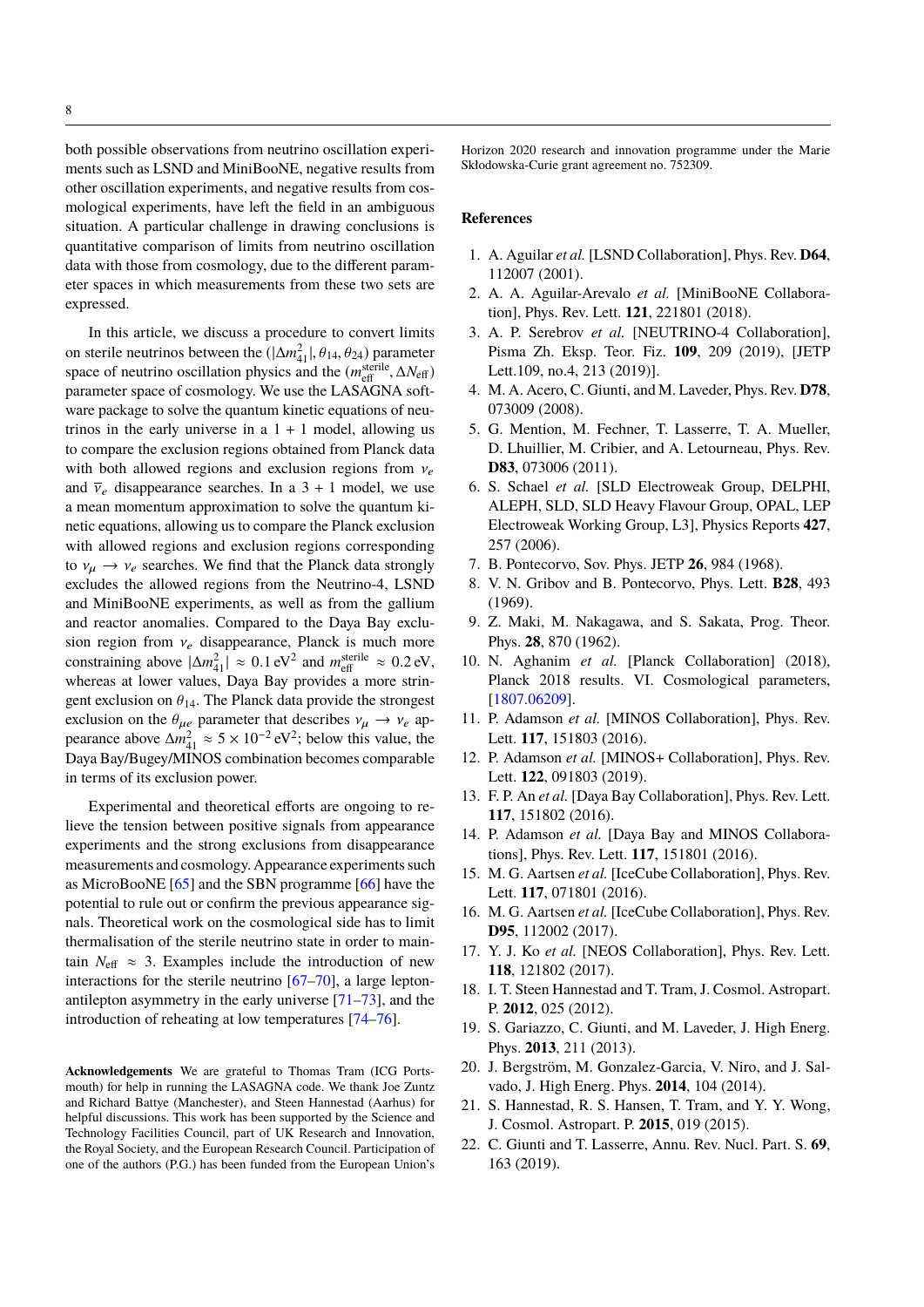both possible observations from neutrino oscillation experiments such as LSND and MiniBooNE, negative results from other oscillation experiments, and negative results from cosmological experiments, have left the field in an ambiguous situation. A particular challenge in drawing conclusions is quantitative comparison of limits from neutrino oscillation data with those from cosmology, due to the different parameter spaces in which measurements from these two sets are expressed.

In this article, we discuss a procedure to convert limits on sterile neutrinos between the $(|\Delta m^2_{41}|, \theta_{14}, \theta_{24})$ parameter space of neutrino oscillation physics and the $(m^{\rm sterile}_{\rm eff}, \Delta N_{\rm eff})$ parameter space of cosmology. We use the LASAGNA software package to solve the quantum kinetic equations of neutrinos in the early universe in a 1 + 1 model, allowing us to compare the exclusion regions obtained from Planck data with both allowed regions and exclusion regions from $\nu_e$ and $\overline{\nu}_e$ disappearance searches. In a 3 + 1 model, we use a mean momentum approximation to solve the quantum kinetic equations, allowing us to compare the Planck exclusion with allowed regions and exclusion regions corresponding to $\nu_\mu \to \nu_e$ searches. We find that the Planck data strongly excludes the allowed regions from the Neutrino-4, LSND and MiniBooNE experiments, as well as from the gallium and reactor anomalies. Compared to the Daya Bay exclusion region from $\nu_e$ disappearance, Planck is much more constraining above $|\Delta m^2_{41}| \approx 0.1\,\mathrm{eV}^2$ and $m^{\rm sterile}_{\rm eff} \approx 0.2\,\mathrm{eV}$, whereas at lower values, Daya Bay provides a more stringent exclusion on $\theta_{14}$. The Planck data provide the strongest exclusion on the $\theta_{\mu e}$ parameter that describes $\nu_\mu \to \nu_e$ appearance above $\Delta m^2_{41} \approx 5 \times 10^{-2}\,\mathrm{eV}^2$; below this value, the Daya Bay/Bugey/MINOS combination becomes comparable in terms of its exclusion power.

Experimental and theoretical efforts are ongoing to relieve the tension between positive signals from appearance experiments and the strong exclusions from disappearance measurements and cosmology. Appearance experiments such as MicroBooNE [65] and the SBN programme [66] have the potential to rule out or confirm the previous appearance signals. Theoretical work on the cosmological side has to limit thermalisation of the sterile neutrino state in order to maintain $N_{\rm eff} \approx 3$. Examples include the introduction of new interactions for the sterile neutrino [67–70], a large lepton-antilepton asymmetry in the early universe [71–73], and the introduction of reheating at low temperatures [74–76].

**Acknowledgements** We are grateful to Thomas Tram (ICG Portsmouth) for help in running the LASAGNA code. We thank Joe Zuntz and Richard Battye (Manchester), and Steen Hannestad (Aarhus) for helpful discussions. This work has been supported by the Science and Technology Facilities Council, part of UK Research and Innovation, the Royal Society, and the European Research Council. Participation of one of the authors (P.G.) has been funded from the European Union's Horizon 2020 research and innovation programme under the Marie Skłodowska-Curie grant agreement no. 752309.

## References

1. A. Aguilar *et al.* [LSND Collaboration], Phys. Rev. **D64**, 112007 (2001).
2. A. A. Aguilar-Arevalo *et al.* [MiniBooNE Collaboration], Phys. Rev. Lett. **121**, 221801 (2018).
3. A. P. Serebrov *et al.* [NEUTRINO-4 Collaboration], Pisma Zh. Eksp. Teor. Fiz. **109**, 209 (2019), [JETP Lett.109, no.4, 213 (2019)].
4. M. A. Acero, C. Giunti, and M. Laveder, Phys. Rev. **D78**, 073009 (2008).
5. G. Mention, M. Fechner, T. Lasserre, T. A. Mueller, D. Lhuillier, M. Cribier, and A. Letourneau, Phys. Rev. **D83**, 073006 (2011).
6. S. Schael *et al.* [SLD Electroweak Group, DELPHI, ALEPH, SLD, SLD Heavy Flavour Group, OPAL, LEP Electroweak Working Group, L3], Physics Reports **427**, 257 (2006).
7. B. Pontecorvo, Sov. Phys. JETP **26**, 984 (1968).
8. V. N. Gribov and B. Pontecorvo, Phys. Lett. **B28**, 493 (1969).
9. Z. Maki, M. Nakagawa, and S. Sakata, Prog. Theor. Phys. **28**, 870 (1962).
10. N. Aghanim *et al.* [Planck Collaboration] (2018), Planck 2018 results. VI. Cosmological parameters, [1807.06209].
11. P. Adamson *et al.* [MINOS Collaboration], Phys. Rev. Lett. **117**, 151803 (2016).
12. P. Adamson *et al.* [MINOS+ Collaboration], Phys. Rev. Lett. **122**, 091803 (2019).
13. F. P. An *et al.* [Daya Bay Collaboration], Phys. Rev. Lett. **117**, 151802 (2016).
14. P. Adamson *et al.* [Daya Bay and MINOS Collaborations], Phys. Rev. Lett. **117**, 151801 (2016).
15. M. G. Aartsen *et al.* [IceCube Collaboration], Phys. Rev. Lett. **117**, 071801 (2016).
16. M. G. Aartsen *et al.* [IceCube Collaboration], Phys. Rev. **D95**, 112002 (2017).
17. Y. J. Ko *et al.* [NEOS Collaboration], Phys. Rev. Lett. **118**, 121802 (2017).
18. I. T. Steen Hannestad and T. Tram, J. Cosmol. Astropart. P. **2012**, 025 (2012).
19. S. Gariazzo, C. Giunti, and M. Laveder, J. High Energ. Phys. **2013**, 211 (2013).
20. J. Bergström, M. Gonzalez-Garcia, V. Niro, and J. Salvado, J. High Energ. Phys. **2014**, 104 (2014).
21. S. Hannestad, R. S. Hansen, T. Tram, and Y. Y. Wong, J. Cosmol. Astropart. P. **2015**, 019 (2015).
22. C. Giunti and T. Lasserre, Annu. Rev. Nucl. Part. S. **69**, 163 (2019).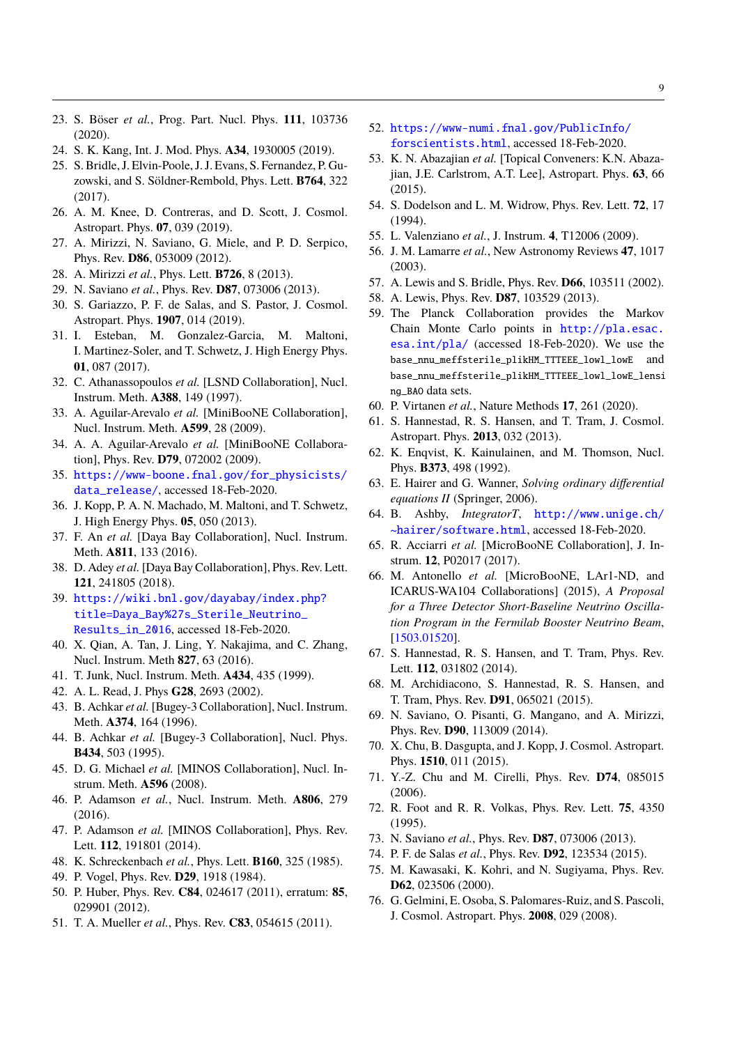23. S. Böser *et al.*, Prog. Part. Nucl. Phys. **111**, 103736 (2020).
24. S. K. Kang, Int. J. Mod. Phys. **A34**, 1930005 (2019).
25. S. Bridle, J. Elvin-Poole, J. J. Evans, S. Fernandez, P. Guzowski, and S. Söldner-Rembold, Phys. Lett. **B764**, 322 (2017).
26. A. M. Knee, D. Contreras, and D. Scott, J. Cosmol. Astropart. Phys. **07**, 039 (2019).
27. A. Mirizzi, N. Saviano, G. Miele, and P. D. Serpico, Phys. Rev. **D86**, 053009 (2012).
28. A. Mirizzi *et al.*, Phys. Lett. **B726**, 8 (2013).
29. N. Saviano *et al.*, Phys. Rev. **D87**, 073006 (2013).
30. S. Gariazzo, P. F. de Salas, and S. Pastor, J. Cosmol. Astropart. Phys. **1907**, 014 (2019).
31. I. Esteban, M. Gonzalez-Garcia, M. Maltoni, I. Martinez-Soler, and T. Schwetz, J. High Energy Phys. **01**, 087 (2017).
32. C. Athanassopoulos *et al.* [LSND Collaboration], Nucl. Instrum. Meth. **A388**, 149 (1997).
33. A. Aguilar-Arevalo *et al.* [MiniBooNE Collaboration], Nucl. Instrum. Meth. **A599**, 28 (2009).
34. A. A. Aguilar-Arevalo *et al.* [MiniBooNE Collaboration], Phys. Rev. **D79**, 072002 (2009).
35. https://www-boone.fnal.gov/for_physicists/data_release/, accessed 18-Feb-2020.
36. J. Kopp, P. A. N. Machado, M. Maltoni, and T. Schwetz, J. High Energy Phys. **05**, 050 (2013).
37. F. An *et al.* [Daya Bay Collaboration], Nucl. Instrum. Meth. **A811**, 133 (2016).
38. D. Adey *et al.* [Daya Bay Collaboration], Phys. Rev. Lett. **121**, 241805 (2018).
39. https://wiki.bnl.gov/dayabay/index.php?title=Daya_Bay%27s_Sterile_Neutrino_Results_in_2016, accessed 18-Feb-2020.
40. X. Qian, A. Tan, J. Ling, Y. Nakajima, and C. Zhang, Nucl. Instrum. Meth **827**, 63 (2016).
41. T. Junk, Nucl. Instrum. Meth. **A434**, 435 (1999).
42. A. L. Read, J. Phys **G28**, 2693 (2002).
43. B. Achkar *et al.* [Bugey-3 Collaboration], Nucl. Instrum. Meth. **A374**, 164 (1996).
44. B. Achkar *et al.* [Bugey-3 Collaboration], Nucl. Phys. **B434**, 503 (1995).
45. D. G. Michael *et al.* [MINOS Collaboration], Nucl. Instrum. Meth. **A596** (2008).
46. P. Adamson *et al.*, Nucl. Instrum. Meth. **A806**, 279 (2016).
47. P. Adamson *et al.* [MINOS Collaboration], Phys. Rev. Lett. **112**, 191801 (2014).
48. K. Schreckenbach *et al.*, Phys. Lett. **B160**, 325 (1985).
49. P. Vogel, Phys. Rev. **D29**, 1918 (1984).
50. P. Huber, Phys. Rev. **C84**, 024617 (2011), erratum: **85**, 029901 (2012).
51. T. A. Mueller *et al.*, Phys. Rev. **C83**, 054615 (2011).
52. https://www-numi.fnal.gov/PublicInfo/forscientists.html, accessed 18-Feb-2020.
53. K. N. Abazajian *et al.* [Topical Conveners: K.N. Abazajian, J.E. Carlstrom, A.T. Lee], Astropart. Phys. **63**, 66 (2015).
54. S. Dodelson and L. M. Widrow, Phys. Rev. Lett. **72**, 17 (1994).
55. L. Valenziano *et al.*, J. Instrum. **4**, T12006 (2009).
56. J. M. Lamarre *et al.*, New Astronomy Reviews **47**, 1017 (2003).
57. A. Lewis and S. Bridle, Phys. Rev. **D66**, 103511 (2002).
58. A. Lewis, Phys. Rev. **D87**, 103529 (2013).
59. The Planck Collaboration provides the Markov Chain Monte Carlo points in http://pla.esac.esa.int/pla/ (accessed 18-Feb-2020). We use the base_nnu_meffsterile_plikHM_TTTEEE_lowl_lowE and base_nnu_meffsterile_plikHM_TTTEEE_lowl_lowE_lensing_BAO data sets.
60. P. Virtanen *et al.*, Nature Methods **17**, 261 (2020).
61. S. Hannestad, R. S. Hansen, and T. Tram, J. Cosmol. Astropart. Phys. **2013**, 032 (2013).
62. K. Enqvist, K. Kainulainen, and M. Thomson, Nucl. Phys. **B373**, 498 (1992).
63. E. Hairer and G. Wanner, *Solving ordinary differential equations II* (Springer, 2006).
64. B. Ashby, *IntegratorT*, http://www.unige.ch/~hairer/software.html, accessed 18-Feb-2020.
65. R. Acciarri *et al.* [MicroBooNE Collaboration], J. Instrum. **12**, P02017 (2017).
66. M. Antonello *et al.* [MicroBooNE, LAr1-ND, and ICARUS-WA104 Collaborations] (2015), *A Proposal for a Three Detector Short-Baseline Neutrino Oscillation Program in the Fermilab Booster Neutrino Beam*, [1503.01520].
67. S. Hannestad, R. S. Hansen, and T. Tram, Phys. Rev. Lett. **112**, 031802 (2014).
68. M. Archidiacono, S. Hannestad, R. S. Hansen, and T. Tram, Phys. Rev. **D91**, 065021 (2015).
69. N. Saviano, O. Pisanti, G. Mangano, and A. Mirizzi, Phys. Rev. **D90**, 113009 (2014).
70. X. Chu, B. Dasgupta, and J. Kopp, J. Cosmol. Astropart. Phys. **1510**, 011 (2015).
71. Y.-Z. Chu and M. Cirelli, Phys. Rev. **D74**, 085015 (2006).
72. R. Foot and R. R. Volkas, Phys. Rev. Lett. **75**, 4350 (1995).
73. N. Saviano *et al.*, Phys. Rev. **D87**, 073006 (2013).
74. P. F. de Salas *et al.*, Phys. Rev. **D92**, 123534 (2015).
75. M. Kawasaki, K. Kohri, and N. Sugiyama, Phys. Rev. **D62**, 023506 (2000).
76. G. Gelmini, E. Osoba, S. Palomares-Ruiz, and S. Pascoli, J. Cosmol. Astropart. Phys. **2008**, 029 (2008).